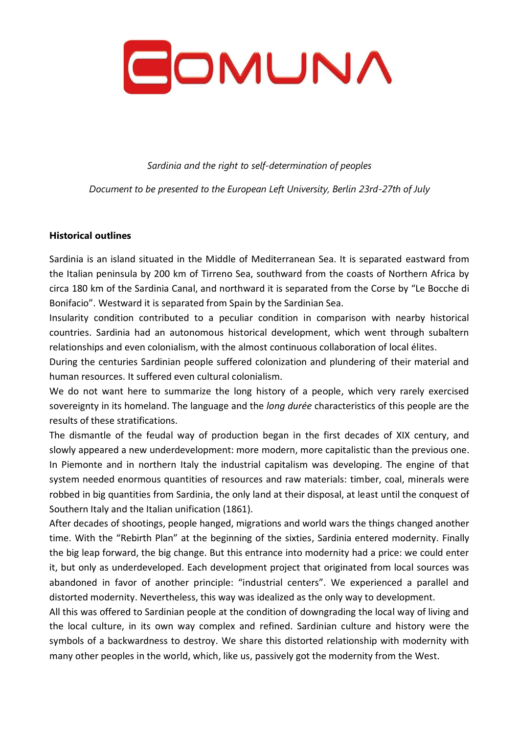# COMUNA

*Sardinia and the right to self-determination of peoples*

*Document to be presented to the European Left University, Berlin 23rd-27th of July*

**Historical outlines**

Sardinia is an island situated in the Middle of Mediterranean Sea. It is separated eastward from the Italian peninsula by 200 km of Tirreno Sea, southward from the coasts of Northern Africa by circa 180 km of the Sardinia Canal, and northward it is separated from the Corse by "Le Bocche di Bonifacio". Westward it is separated from Spain by the Sardinian Sea.

Insularity condition contributed to a peculiar condition in comparison with nearby historical countries. Sardinia had an autonomous historical development, which went through subaltern relationships and even colonialism, with the almost continuous collaboration of local élites.

During the centuries Sardinian people suffered colonization and plundering of their material and human resources. It suffered even cultural colonialism.

We do not want here to summarize the long history of a people, which very rarely exercised sovereignty in its homeland. The language and the *long durée* characteristics of this people are the results of these stratifications.

The dismantle of the feudal way of production began in the first decades of XIX century, and slowly appeared a new underdevelopment: more modern, more capitalistic than the previous one. In Piemonte and in northern Italy the industrial capitalism was developing. The engine of that system needed enormous quantities of resources and raw materials: timber, coal, minerals were robbed in big quantities from Sardinia, the only land at their disposal, at least until the conquest of Southern Italy and the Italian unification (1861).

After decades of shootings, people hanged, migrations and world wars the things changed another time. With the "Rebirth Plan" at the beginning of the sixties, Sardinia entered modernity. Finally the big leap forward, the big change. But this entrance into modernity had a price: we could enter it, but only as underdeveloped. Each development project that originated from local sources was abandoned in favor of another principle: "industrial centers". We experienced a parallel and distorted modernity. Nevertheless, this way was idealized as the only way to development.

All this was offered to Sardinian people at the condition of downgrading the local way of living and the local culture, in its own way complex and refined. Sardinian culture and history were the symbols of a backwardness to destroy. We share this distorted relationship with modernity with many other peoples in the world, which, like us, passively got the modernity from the West.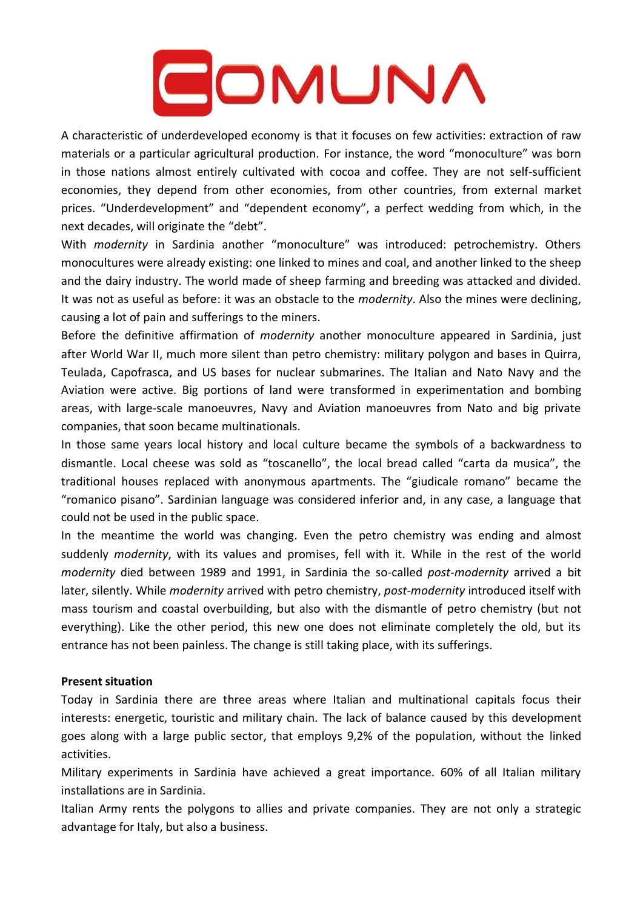A characteristic of underdeveloped economy is that it focuses on few activities: extraction of raw materials or a particular agricultural production. For instance, the word "monoculture" was born in those nations almost entirely cultivated with cocoa and coffee. They are not self-sufficient economies, they depend from other economies, from other countries, from external market prices. "Underdevelopment" and "dependent economy", a perfect wedding from which, in the next decades, will originate the "debt".

With *modernity* in Sardinia another "monoculture" was introduced: petrochemistry. Others monocultures were already existing: one linked to mines and coal, and another linked to the sheep and the dairy industry. The world made of sheep farming and breeding was attacked and divided. It was not as useful as before: it was an obstacle to the *modernity*. Also the mines were declining, causing a lot of pain and sufferings to the miners.

Before the definitive affirmation of *modernity* another monoculture appeared in Sardinia, just after World War II, much more silent than petro chemistry: military polygon and bases in Quirra, Teulada, Capofrasca, and US bases for nuclear submarines. The Italian and Nato Navy and the Aviation were active. Big portions of land were transformed in experimentation and bombing areas, with large-scale manoeuvres, Navy and Aviation manoeuvres from Nato and big private companies, that soon became multinationals.

In those same years local history and local culture became the symbols of a backwardness to dismantle. Local cheese was sold as "toscanello", the local bread called "carta da musica", the traditional houses replaced with anonymous apartments. The "giudicale romano" became the "romanico pisano". Sardinian language was considered inferior and, in any case, a language that could not be used in the public space.

In the meantime the world was changing. Even the petro chemistry was ending and almost suddenly *modernity*, with its values and promises, fell with it. While in the rest of the world *modernity* died between 1989 and 1991, in Sardinia the so-called *post-modernity* arrived a bit later, silently. While *modernity* arrived with petro chemistry, *post-modernity* introduced itself with mass tourism and coastal overbuilding, but also with the dismantle of petro chemistry (but not everything). Like the other period, this new one does not eliminate completely the old, but its entrance has not been painless. The change is still taking place, with its sufferings.

**Present situation**

Today in Sardinia there are three areas where Italian and multinational capitals focus their interests: energetic, touristic and military chain. The lack of balance caused by this development goes along with a large public sector, that employs 9,2% of the population, without the linked activities.

Military experiments in Sardinia have achieved a great importance. 60% of all Italian military installations are in Sardinia.

Italian Army rents the polygons to allies and private companies. They are not only a strategic advantage for Italy, but also a business.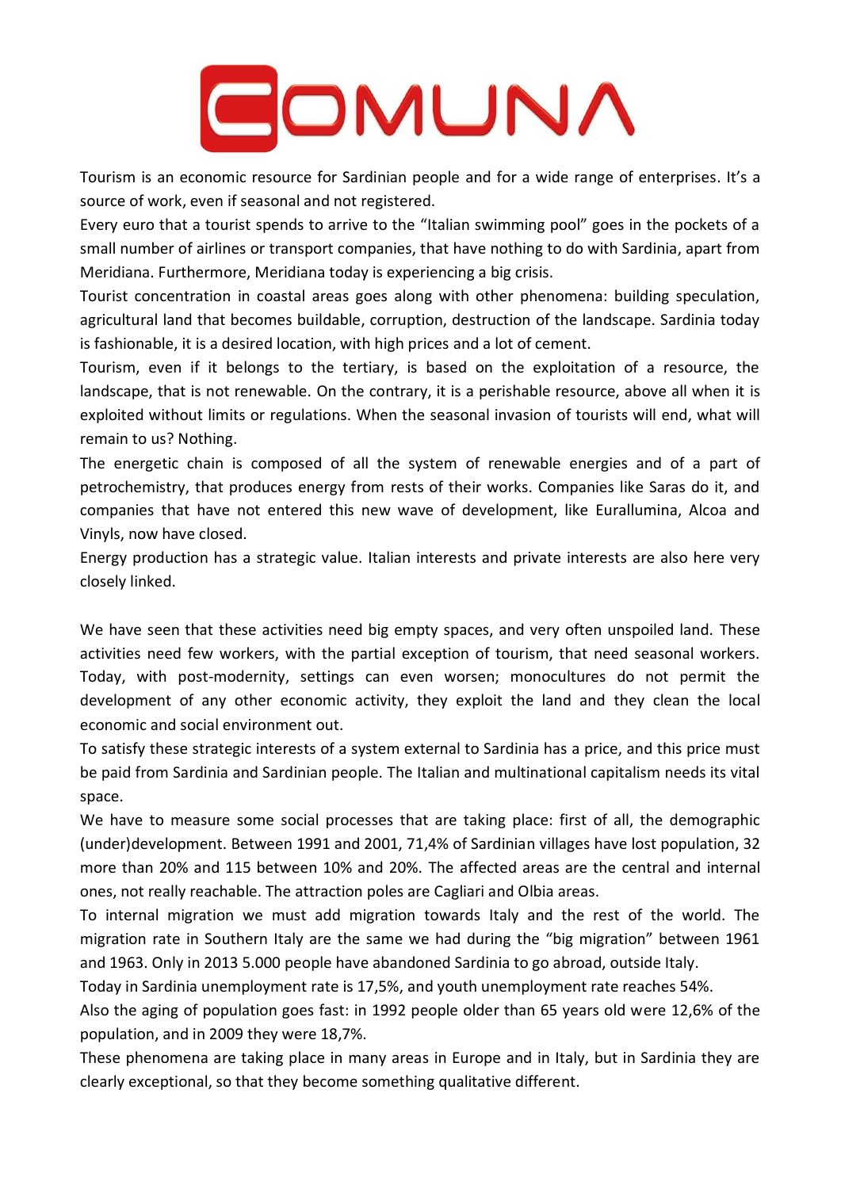Tourism is an economic resource for Sardinian people and for a wide range of enterprises. It's a source of work, even if seasonal and not registered.

Every euro that a tourist spends to arrive to the "Italian swimming pool" goes in the pockets of a small number of airlines or transport companies, that have nothing to do with Sardinia, apart from Meridiana. Furthermore, Meridiana today is experiencing a big crisis.

Tourist concentration in coastal areas goes along with other phenomena: building speculation, agricultural land that becomes buildable, corruption, destruction of the landscape. Sardinia today is fashionable, it is a desired location, with high prices and a lot of cement.

Tourism, even if it belongs to the tertiary, is based on the exploitation of a resource, the landscape, that is not renewable. On the contrary, it is a perishable resource, above all when it is exploited without limits or regulations. When the seasonal invasion of tourists will end, what will remain to us? Nothing.

The energetic chain is composed of all the system of renewable energies and of a part of petrochemistry, that produces energy from rests of their works. Companies like Saras do it, and companies that have not entered this new wave of development, like Eurallumina, Alcoa and Vinyls, now have closed.

Energy production has a strategic value. Italian interests and private interests are also here very closely linked.

We have seen that these activities need big empty spaces, and very often unspoiled land. These activities need few workers, with the partial exception of tourism, that need seasonal workers. Today, with post-modernity, settings can even worsen; monocultures do not permit the development of any other economic activity, they exploit the land and they clean the local economic and social environment out.

To satisfy these strategic interests of a system external to Sardinia has a price, and this price must be paid from Sardinia and Sardinian people. The Italian and multinational capitalism needs its vital space.

We have to measure some social processes that are taking place: first of all, the demographic (under)development. Between 1991 and 2001, 71,4% of Sardinian villages have lost population, 32 more than 20% and 115 between 10% and 20%. The affected areas are the central and internal ones, not really reachable. The attraction poles are Cagliari and Olbia areas.

To internal migration we must add migration towards Italy and the rest of the world. The migration rate in Southern Italy are the same we had during the "big migration" between 1961 and 1963. Only in 2013 5.000 people have abandoned Sardinia to go abroad, outside Italy.

Today in Sardinia unemployment rate is 17,5%, and youth unemployment rate reaches 54%.

Also the aging of population goes fast: in 1992 people older than 65 years old were 12,6% of the population, and in 2009 they were 18,7%.

These phenomena are taking place in many areas in Europe and in Italy, but in Sardinia they are clearly exceptional, so that they become something qualitative different.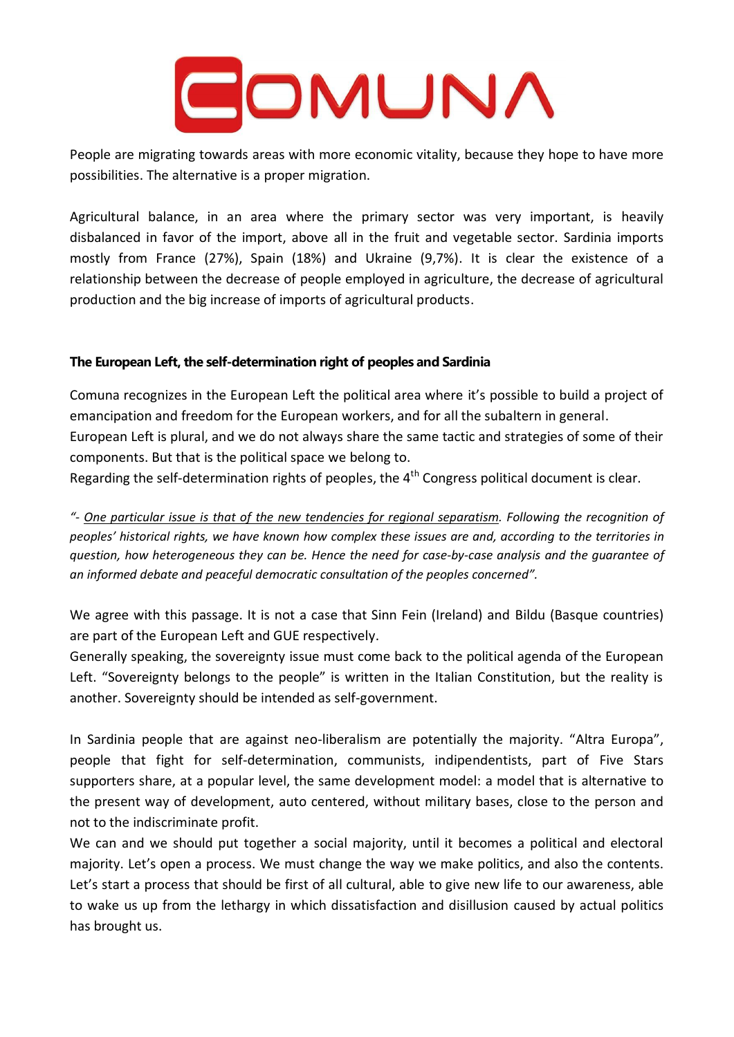People are migrating towards areas with more economic vitality, because they hope to have more possibilities. The alternative is a proper migration.

Agricultural balance, in an area where the primary sector was very important, is heavily disbalanced in favor of the import, above all in the fruit and vegetable sector. Sardinia imports mostly from France (27%), Spain (18%) and Ukraine (9,7%). It is clear the existence of a relationship between the decrease of people employed in agriculture, the decrease of agricultural production and the big increase of imports of agricultural products.

**The European Left, the self-determination right of peoples and Sardinia**

Comuna recognizes in the European Left the political area where it's possible to build a project of emancipation and freedom for the European workers, and for all the subaltern in general.
European Left is plural, and we do not always share the same tactic and strategies of some of their components. But that is the political space we belong to.
Regarding the self-determination rights of peoples, the 4th Congress political document is clear.

*"- <u>One particular issue is that of the new tendencies for regional separatism</u>. Following the recognition of peoples' historical rights, we have known how complex these issues are and, according to the territories in question, how heterogeneous they can be. Hence the need for case-by-case analysis and the guarantee of an informed debate and peaceful democratic consultation of the peoples concerned".*

We agree with this passage. It is not a case that Sinn Fein (Ireland) and Bildu (Basque countries) are part of the European Left and GUE respectively.
Generally speaking, the sovereignty issue must come back to the political agenda of the European Left. "Sovereignty belongs to the people" is written in the Italian Constitution, but the reality is another. Sovereignty should be intended as self-government.

In Sardinia people that are against neo-liberalism are potentially the majority. "Altra Europa", people that fight for self-determination, communists, indipendentists, part of Five Stars supporters share, at a popular level, the same development model: a model that is alternative to the present way of development, auto centered, without military bases, close to the person and not to the indiscriminate profit.
We can and we should put together a social majority, until it becomes a political and electoral majority. Let's open a process. We must change the way we make politics, and also the contents. Let's start a process that should be first of all cultural, able to give new life to our awareness, able to wake us up from the lethargy in which dissatisfaction and disillusion caused by actual politics has brought us.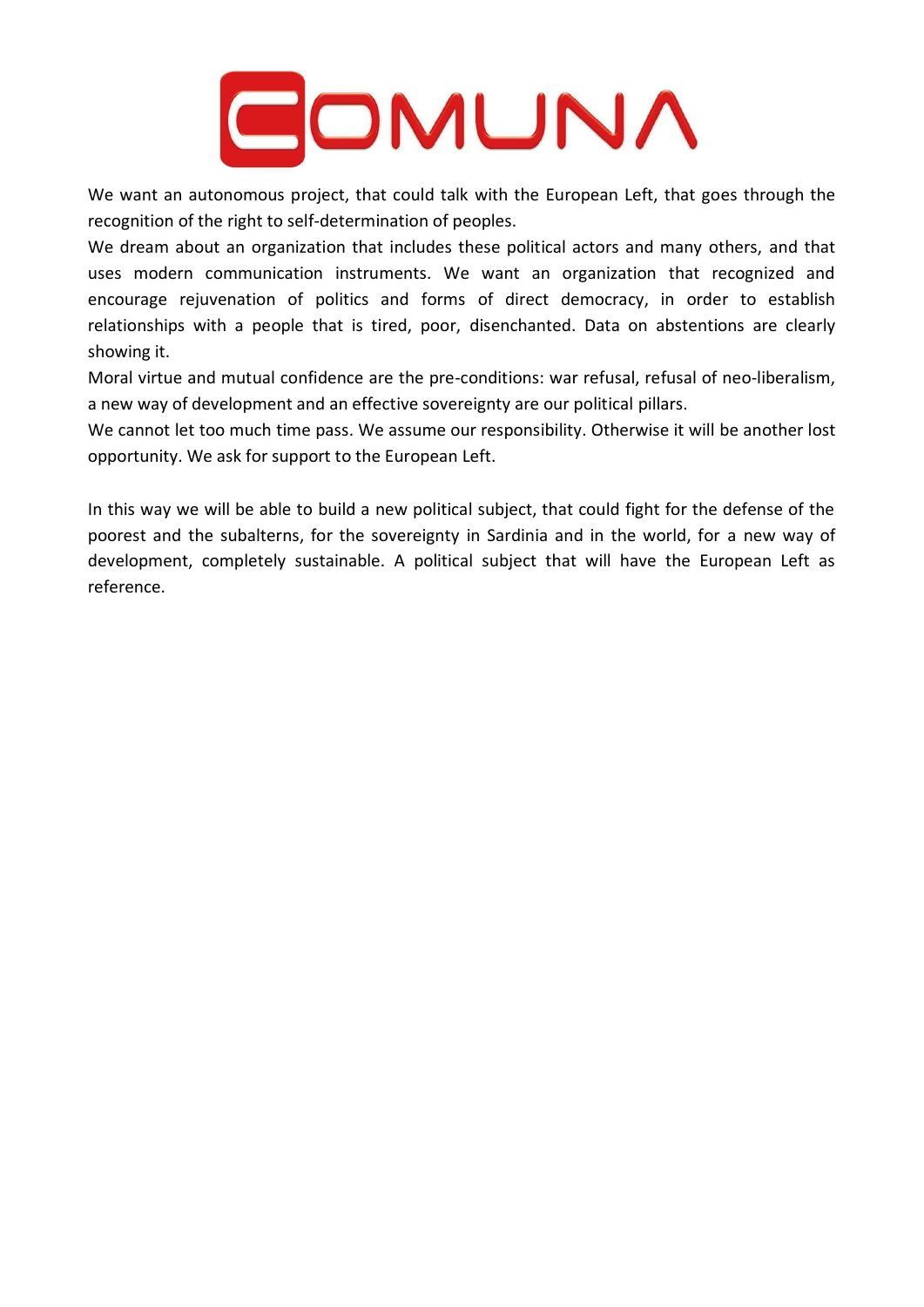# COMUNA

We want an autonomous project, that could talk with the European Left, that goes through the recognition of the right to self-determination of peoples.

We dream about an organization that includes these political actors and many others, and that uses modern communication instruments. We want an organization that recognized and encourage rejuvenation of politics and forms of direct democracy, in order to establish relationships with a people that is tired, poor, disenchanted. Data on abstentions are clearly showing it.

Moral virtue and mutual confidence are the pre-conditions: war refusal, refusal of neo-liberalism, a new way of development and an effective sovereignty are our political pillars.

We cannot let too much time pass. We assume our responsibility. Otherwise it will be another lost opportunity. We ask for support to the European Left.

In this way we will be able to build a new political subject, that could fight for the defense of the poorest and the subalterns, for the sovereignty in Sardinia and in the world, for a new way of development, completely sustainable. A political subject that will have the European Left as reference.